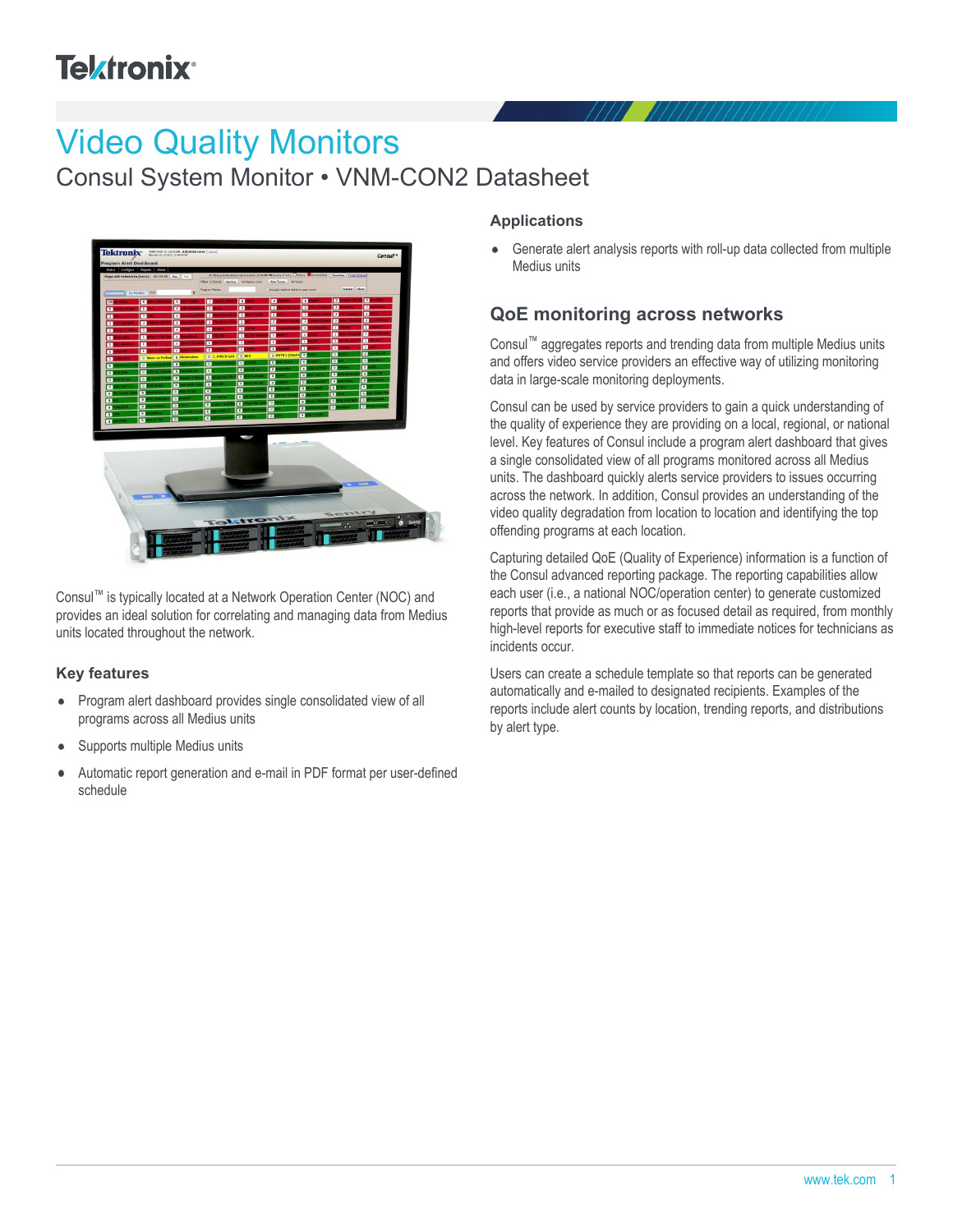# Video Quality Monitors

## Consul System Monitor • VNM-CON2 Datasheet

Consul™ is typically located at a Network Operation Center (NOC) and provides an ideal solution for correlating and managing data from Medius units located throughout the network.

### Key features

- Program alert dashboard provides single consolidated view of all programs across all Medius units
- Supports multiple Medius units
- Automatic report generation and e-mail in PDF format per user-defined schedule

### Applications

- Generate alert analysis reports with roll-up data collected from multiple Medius units

## QoE monitoring across networks

Consul™ aggregates reports and trending data from multiple Medius units and offers video service providers an effective way of utilizing monitoring data in large-scale monitoring deployments.

Consul can be used by service providers to gain a quick understanding of the quality of experience they are providing on a local, regional, or national level. Key features of Consul include a program alert dashboard that gives a single consolidated view of all programs monitored across all Medius units. The dashboard quickly alerts service providers to issues occurring across the network. In addition, Consul provides an understanding of the video quality degradation from location to location and identifying the top offending programs at each location.

Capturing detailed QoE (Quality of Experience) information is a function of the Consul advanced reporting package. The reporting capabilities allow each user (i.e., a national NOC/operation center) to generate customized reports that provide as much or as focused detail as required, from monthly high-level reports for executive staff to immediate notices for technicians as incidents occur.

Users can create a schedule template so that reports can be generated automatically and e-mailed to designated recipients. Examples of the reports include alert counts by location, trending reports, and distributions by alert type.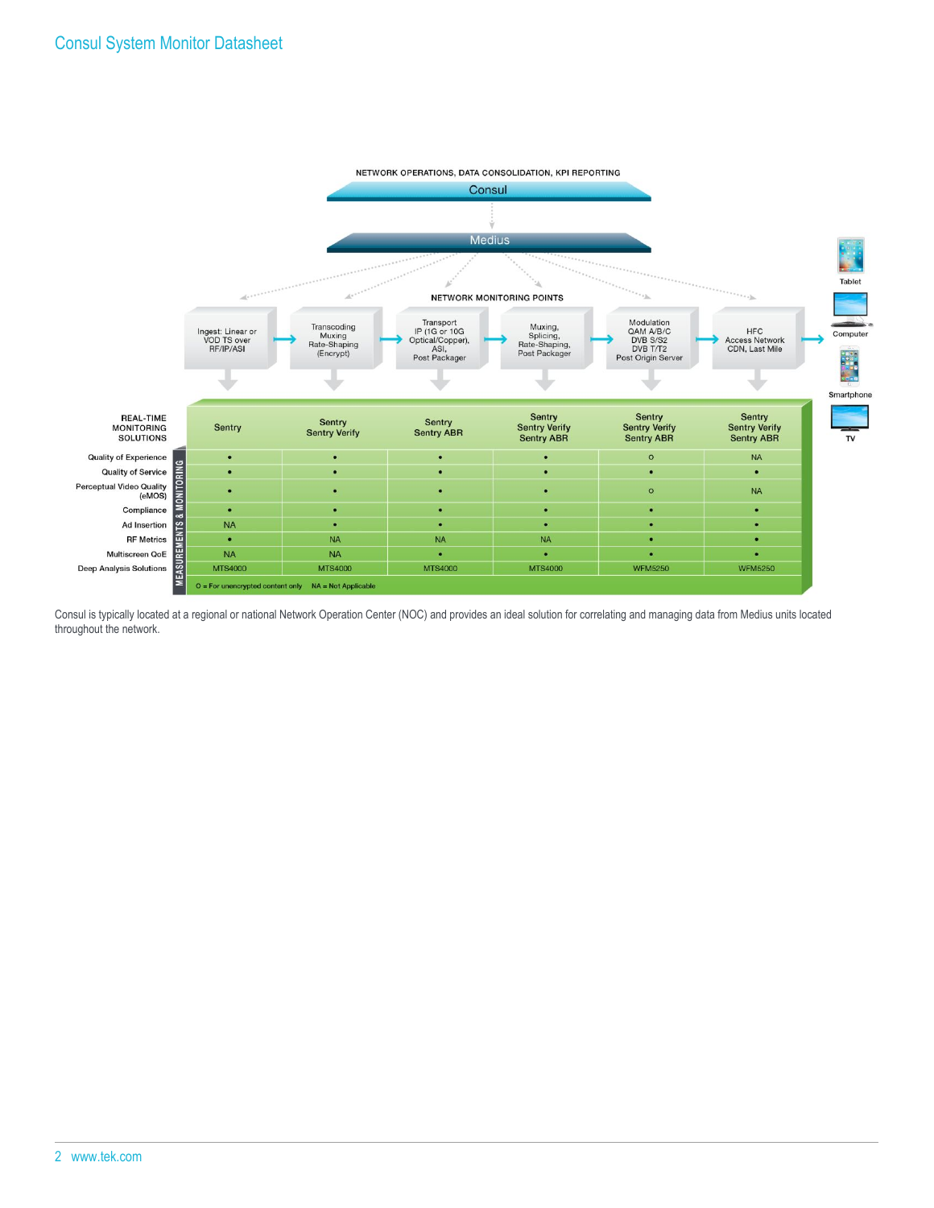NETWORK OPERATIONS, DATA CONSOLIDATION, KPI REPORTING

Consul

Medius

NETWORK MONITORING POINTS

| REAL-TIME MONITORING SOLUTIONS | Ingest: Linear or VOD TS over RF/IP/ASI | Transcoding Muxing Rate-Shaping (Encrypt) | Transport IP (1G or 10G Optical/Copper), ASI, Post Packager | Muxing, Splicing, Rate-Shaping, Post Packager | Modulation QAM A/B/C DVB S/S2 DVB T/T2 Post Origin Server | HFC Access Network CDN, Last Mile |
|---|---|---|---|---|---|---|
| | Sentry | Sentry Sentry Verify | Sentry Sentry ABR | Sentry Sentry Verify Sentry ABR | Sentry Sentry Verify Sentry ABR | Sentry Sentry Verify Sentry ABR |
| Quality of Experience | • | • | • | • | O | NA |
| Quality of Service | • | • | • | • | • | • |
| Perceptual Video Quality (eMOS) | • | • | • | • | O | NA |
| Compliance | • | • | • | • | • | • |
| Ad Insertion | NA | • | • | • | • | • |
| RF Metrics | • | NA | NA | NA | • | • |
| Multiscreen QoE | NA | NA | • | • | • | • |
| Deep Analysis Solutions | MTS4000 | MTS4000 | MTS4000 | MTS4000 | WFM5250 | WFM5250 |

O = For unencrypted content only NA = Not Applicable

Tablet, Computer, Smartphone, TV

Consul is typically located at a regional or national Network Operation Center (NOC) and provides an ideal solution for correlating and managing data from Medius units located throughout the network.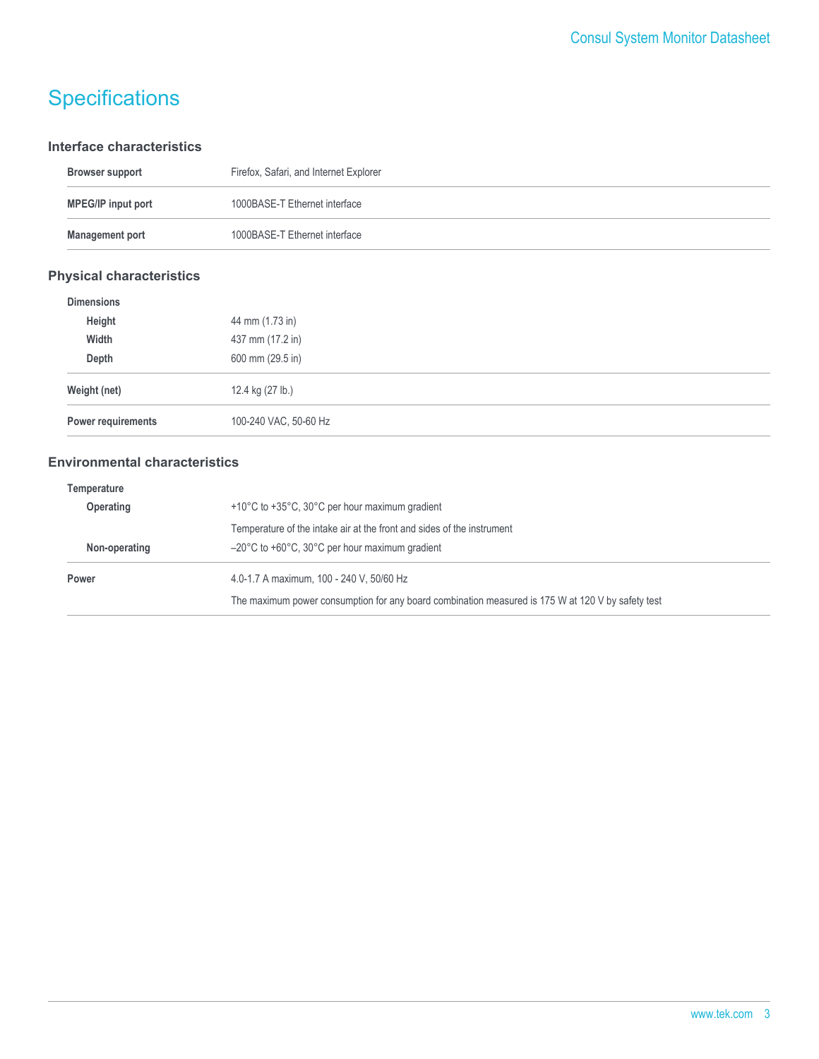# Specifications

### Interface characteristics

| | |
|---|---|
| **Browser support** | Firefox, Safari, and Internet Explorer |
| **MPEG/IP input port** | 1000BASE-T Ethernet interface |
| **Management port** | 1000BASE-T Ethernet interface |

### Physical characteristics

| | |
|---|---|
| **Dimensions** | |
| **Height** | 44 mm (1.73 in) |
| **Width** | 437 mm (17.2 in) |
| **Depth** | 600 mm (29.5 in) |
| **Weight (net)** | 12.4 kg (27 lb.) |
| **Power requirements** | 100-240 VAC, 50-60 Hz |

### Environmental characteristics

| | |
|---|---|
| **Temperature** | |
| **Operating** | +10°C to +35°C, 30°C per hour maximum gradient<br>Temperature of the intake air at the front and sides of the instrument |
| **Non-operating** | –20°C to +60°C, 30°C per hour maximum gradient |
| **Power** | 4.0-1.7 A maximum, 100 - 240 V, 50/60 Hz<br>The maximum power consumption for any board combination measured is 175 W at 120 V by safety test |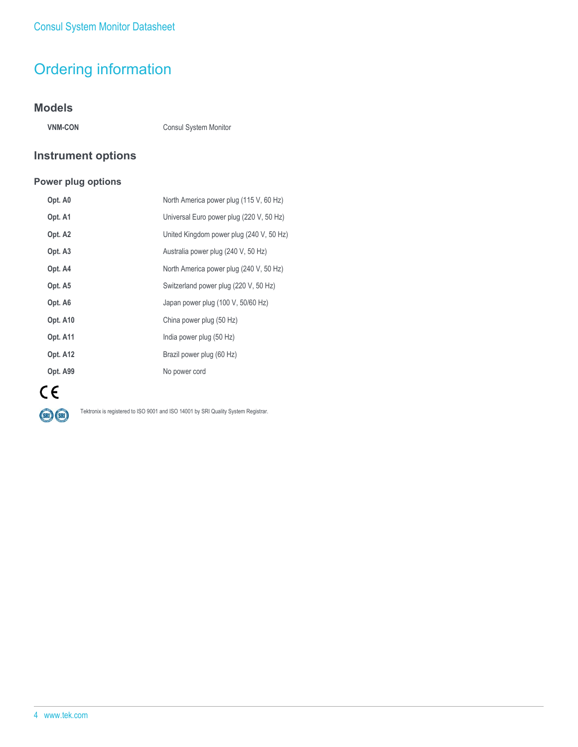# Ordering information

## Models

| | |
|---|---|
| **VNM-CON** | Consul System Monitor |

## Instrument options

### Power plug options

| | |
|---|---|
| **Opt. A0** | North America power plug (115 V, 60 Hz) |
| **Opt. A1** | Universal Euro power plug (220 V, 50 Hz) |
| **Opt. A2** | United Kingdom power plug (240 V, 50 Hz) |
| **Opt. A3** | Australia power plug (240 V, 50 Hz) |
| **Opt. A4** | North America power plug (240 V, 50 Hz) |
| **Opt. A5** | Switzerland power plug (220 V, 50 Hz) |
| **Opt. A6** | Japan power plug (100 V, 50/60 Hz) |
| **Opt. A10** | China power plug (50 Hz) |
| **Opt. A11** | India power plug (50 Hz) |
| **Opt. A12** | Brazil power plug (60 Hz) |
| **Opt. A99** | No power cord |

Tektronix is registered to ISO 9001 and ISO 14001 by SRI Quality System Registrar.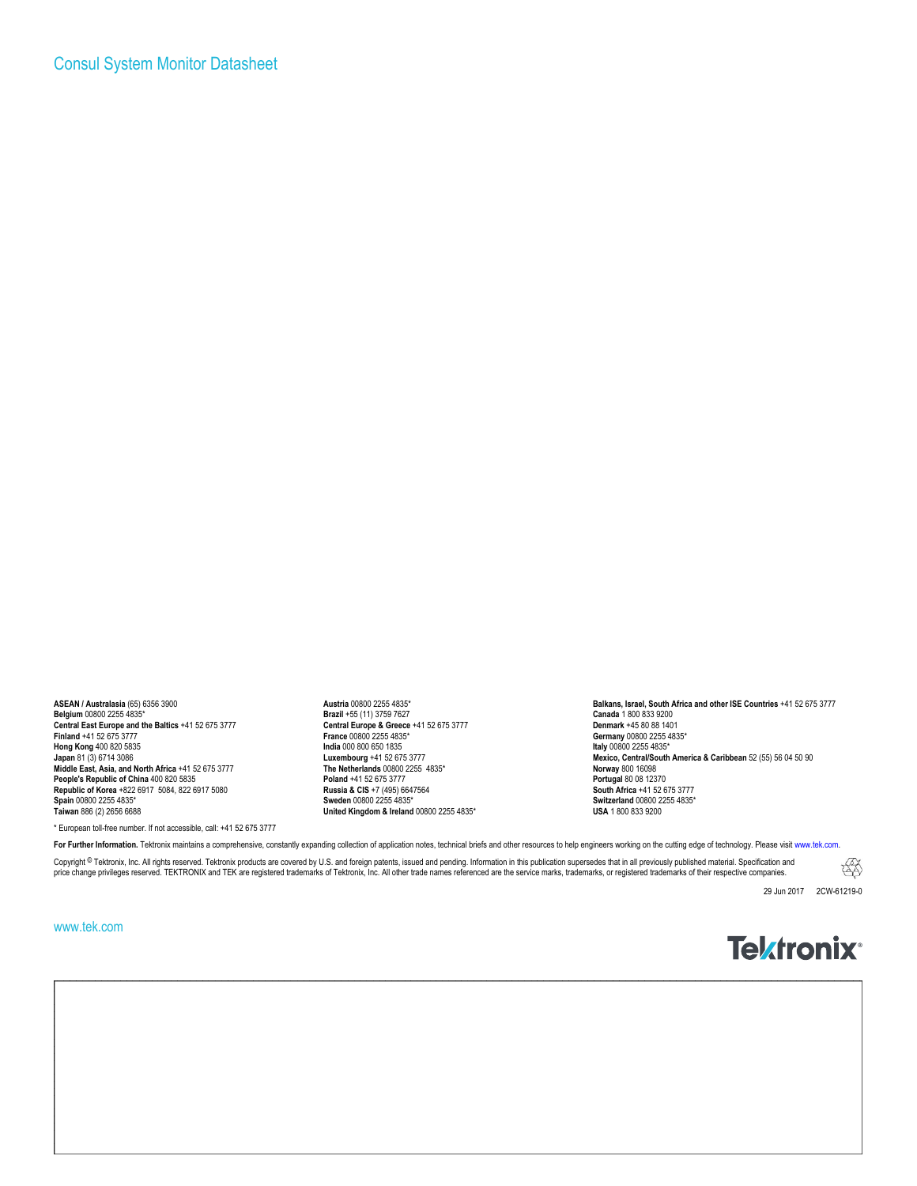**ASEAN / Australasia** (65) 6356 3900
**Belgium** 00800 2255 4835*
**Central East Europe and the Baltics** +41 52 675 3777
**Finland** +41 52 675 3777
**Hong Kong** 400 820 5835
**Japan** 81 (3) 6714 3086
**Middle East, Asia, and North Africa** +41 52 675 3777
**People's Republic of China** 400 820 5835
**Republic of Korea** +822 6917 5084, 822 6917 5080
**Spain** 00800 2255 4835*
**Taiwan** 886 (2) 2656 6688

**Austria** 00800 2255 4835*
**Brazil** +55 (11) 3759 7627
**Central Europe & Greece** +41 52 675 3777
**France** 00800 2255 4835*
**India** 000 800 650 1835
**Luxembourg** +41 52 675 3777
**The Netherlands** 00800 2255 4835*
**Poland** +41 52 675 3777
**Russia & CIS** +7 (495) 6647564
**Sweden** 00800 2255 4835*
**United Kingdom & Ireland** 00800 2255 4835*

**Balkans, Israel, South Africa and other ISE Countries** +41 52 675 3777
**Canada** 1 800 833 9200
**Denmark** +45 80 88 1401
**Germany** 00800 2255 4835*
**Italy** 00800 2255 4835*
**Mexico, Central/South America & Caribbean** 52 (55) 56 04 50 90
**Norway** 800 16098
**Portugal** 80 08 12370
**South Africa** +41 52 675 3777
**Switzerland** 00800 2255 4835*
**USA** 1 800 833 9200

* European toll-free number. If not accessible, call: +41 52 675 3777

**For Further Information.** Tektronix maintains a comprehensive, constantly expanding collection of application notes, technical briefs and other resources to help engineers working on the cutting edge of technology. Please visit www.tek.com.

Copyright © Tektronix, Inc. All rights reserved. Tektronix products are covered by U.S. and foreign patents, issued and pending. Information in this publication supersedes that in all previously published material. Specification and price change privileges reserved. TEKTRONIX and TEK are registered trademarks of Tektronix, Inc. All other trade names referenced are the service marks, trademarks, or registered trademarks of their respective companies.

29 Jun 2017 2CW-61219-0

www.tek.com